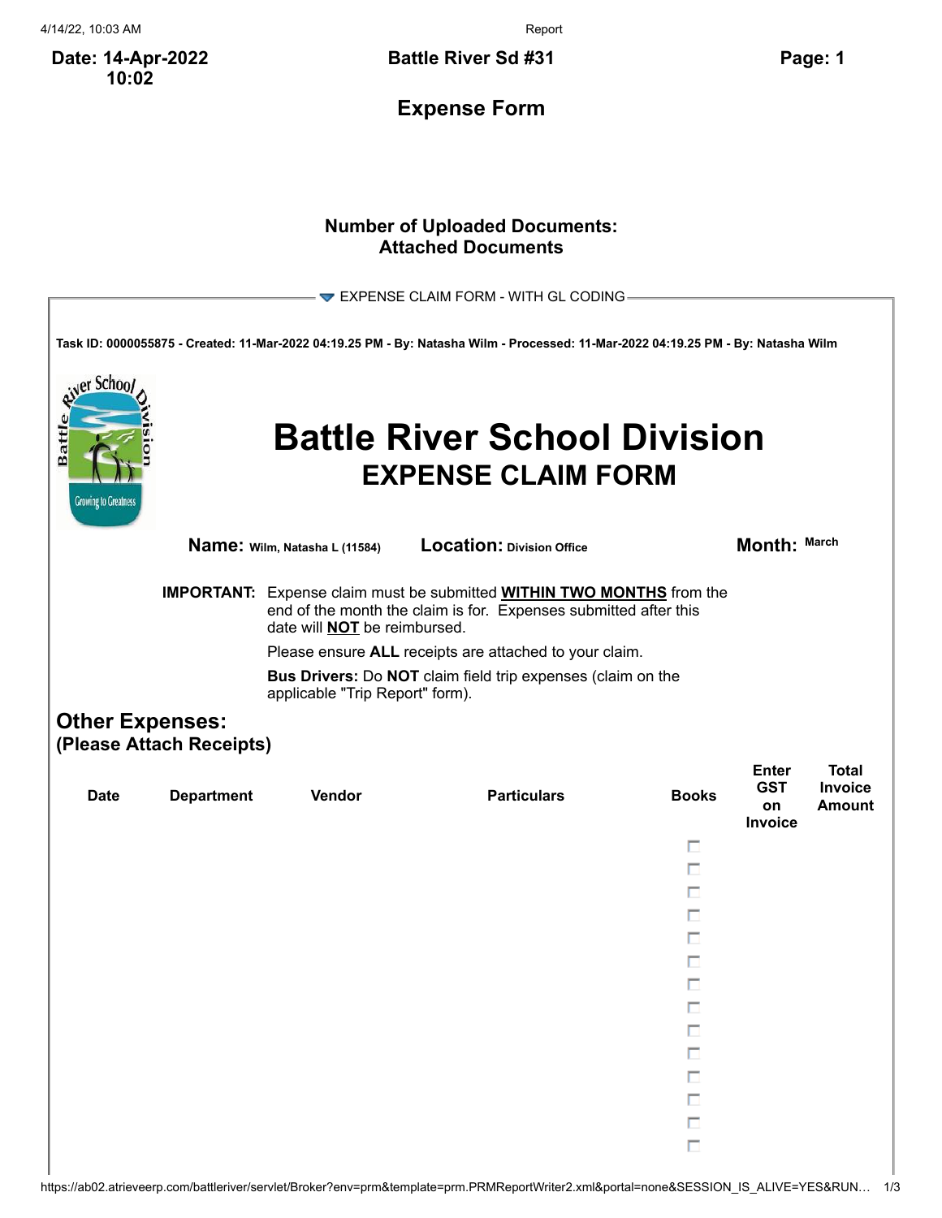**Date: 14-Apr-2022 10:02**

**Battle River Sd #31**

## Expense Form

**Number of Uploaded Documents:**
**Attached Documents**

EXPENSE CLAIM FORM - WITH GL CODING

**Task ID: 0000055875 - Created: 11-Mar-2022 04:19.25 PM - By: Natasha Wilm - Processed: 11-Mar-2022 04:19.25 PM - By: Natasha Wilm**

# Battle River School Division
## EXPENSE CLAIM FORM

**Name:** Wilm, Natasha L (11584) **Location:** Division Office **Month:** March

**IMPORTANT:** Expense claim must be submitted **WITHIN TWO MONTHS** from the end of the month the claim is for. Expenses submitted after this date will **NOT** be reimbursed.

Please ensure **ALL** receipts are attached to your claim.

**Bus Drivers:** Do **NOT** claim field trip expenses (claim on the applicable "Trip Report" form).

### Other Expenses:
**(Please Attach Receipts)**

| Date | Department | Vendor | Particulars | Books | Enter GST on Invoice | Total Invoice Amount |
|---|---|---|---|---|---|---|
| | | | | ☐ | | |
| | | | | ☐ | | |
| | | | | ☐ | | |
| | | | | ☐ | | |
| | | | | ☐ | | |
| | | | | ☐ | | |
| | | | | ☐ | | |
| | | | | ☐ | | |
| | | | | ☐ | | |
| | | | | ☐ | | |
| | | | | ☐ | | |
| | | | | ☐ | | |
| | | | | ☐ | | |
| | | | | ☐ | | |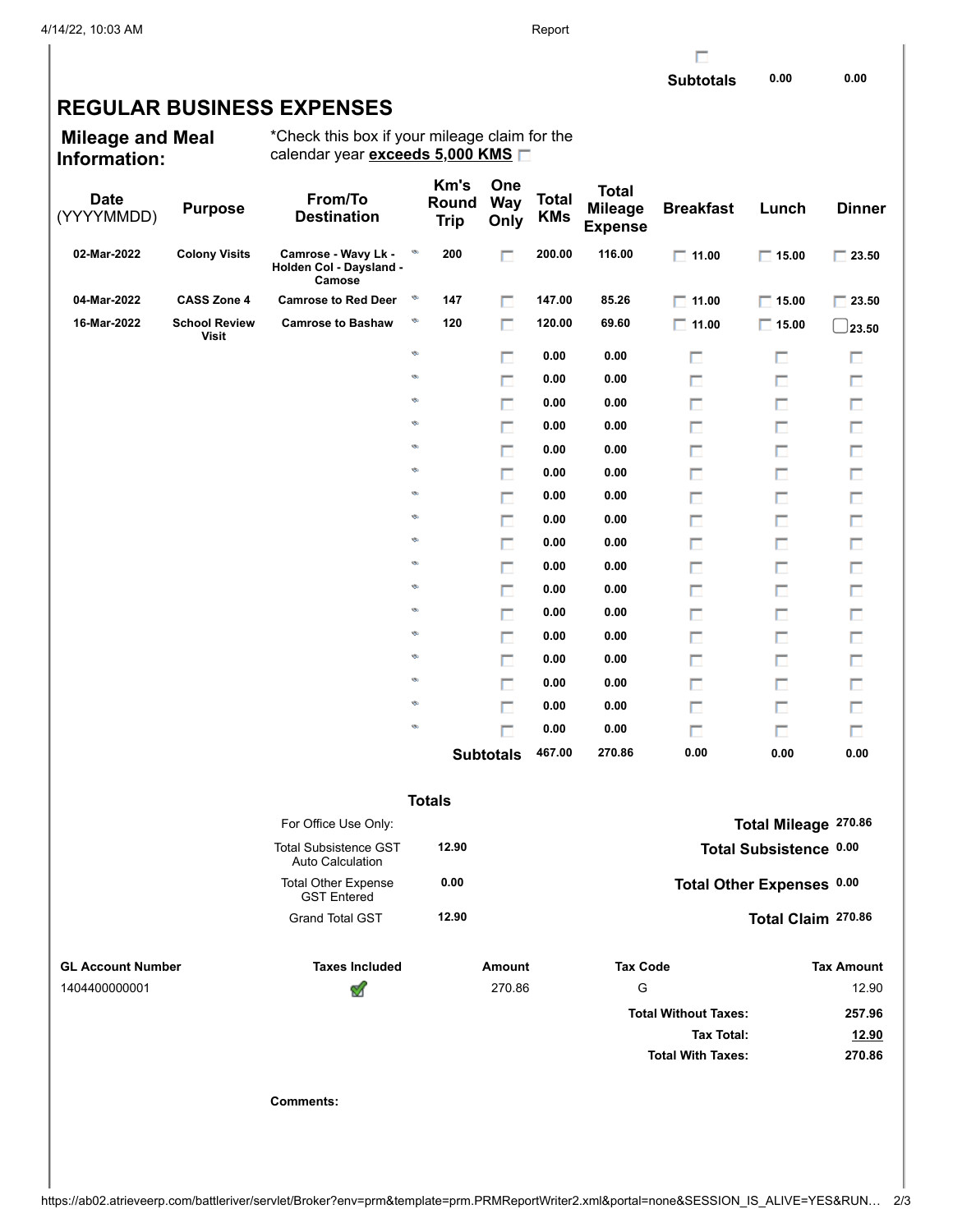| | | |
|---|---|---|
| **Subtotals** | 0.00 | 0.00 |

## REGULAR BUSINESS EXPENSES

**Mileage and Meal Information:**

*Check this box if your mileage claim for the calendar year **exceeds 5,000 KMS**

| Date (YYYYMMDD) | Purpose | From/To Destination | Km's Round Trip | One Way Only | Total KMs | Total Mileage Expense | Breakfast | Lunch | Dinner |
|---|---|---|---|---|---|---|---|---|---|
| 02-Mar-2022 | Colony Visits | Camrose - Wavy Lk - Holden Col - Daysland - Camose | 200 | | 200.00 | 116.00 | 11.00 | 15.00 | 23.50 |
| 04-Mar-2022 | CASS Zone 4 | Camrose to Red Deer | 147 | | 147.00 | 85.26 | 11.00 | 15.00 | 23.50 |
| 16-Mar-2022 | School Review Visit | Camrose to Bashaw | 120 | | 120.00 | 69.60 | 11.00 | 15.00 | 23.50 |
| | | | | | 0.00 | 0.00 | | | |
| | | | | | 0.00 | 0.00 | | | |
| | | | | | 0.00 | 0.00 | | | |
| | | | | | 0.00 | 0.00 | | | |
| | | | | | 0.00 | 0.00 | | | |
| | | | | | 0.00 | 0.00 | | | |
| | | | | | 0.00 | 0.00 | | | |
| | | | | | 0.00 | 0.00 | | | |
| | | | | | 0.00 | 0.00 | | | |
| | | | | | 0.00 | 0.00 | | | |
| | | | | | 0.00 | 0.00 | | | |
| | | | | | 0.00 | 0.00 | | | |
| | | | | | 0.00 | 0.00 | | | |
| | | | | | 0.00 | 0.00 | | | |
| | | | | | 0.00 | 0.00 | | | |
| | | | | | 0.00 | 0.00 | | | |
| | | | | | 0.00 | 0.00 | | | |
| | | | **Subtotals** | | 467.00 | 270.86 | 0.00 | 0.00 | 0.00 |

**Totals**

| For Office Use Only: | | | |
|---|---|---|---|
| Total Subsistence GST Auto Calculation | 12.90 | **Total Mileage** | 270.86 |
| Total Other Expense GST Entered | 0.00 | **Total Subsistence** | 0.00 |
| Grand Total GST | 12.90 | **Total Other Expenses** | 0.00 |
| | | **Total Claim** | 270.86 |

| GL Account Number | Taxes Included | Amount | Tax Code | Tax Amount |
|---|---|---|---|---|
| 1404400000001 | ✔ | 270.86 | G | 12.90 |
| | | | **Total Without Taxes:** | 257.96 |
| | | | **Tax Total:** | 12.90 |
| | | | **Total With Taxes:** | 270.86 |

**Comments:**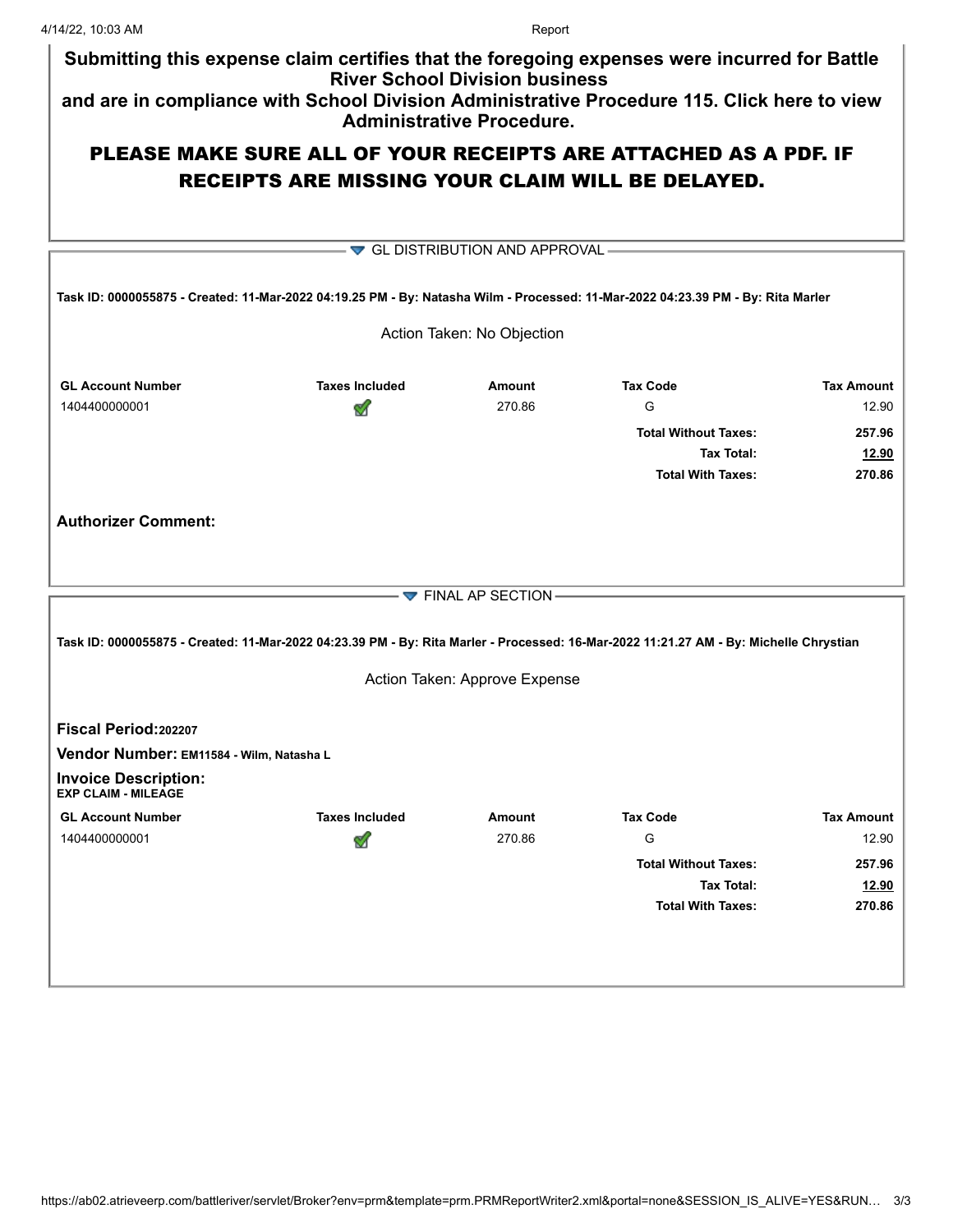**Submitting this expense claim certifies that the foregoing expenses were incurred for Battle River School Division business and are in compliance with School Division Administrative Procedure 115. Click here to view Administrative Procedure.**

## PLEASE MAKE SURE ALL OF YOUR RECEIPTS ARE ATTACHED AS A PDF. IF RECEIPTS ARE MISSING YOUR CLAIM WILL BE DELAYED.

### GL DISTRIBUTION AND APPROVAL

**Task ID: 0000055875 - Created: 11-Mar-2022 04:19.25 PM - By: Natasha Wilm - Processed: 11-Mar-2022 04:23.39 PM - By: Rita Marler**

Action Taken: No Objection

| GL Account Number | Taxes Included | Amount | Tax Code | Tax Amount |
|---|---|---|---|---|
| 1404400000001 | ✔ | 270.86 | G | 12.90 |
| | | | **Total Without Taxes:** | **257.96** |
| | | | **Tax Total:** | **12.90** |
| | | | **Total With Taxes:** | **270.86** |

**Authorizer Comment:**

### FINAL AP SECTION

**Task ID: 0000055875 - Created: 11-Mar-2022 04:23.39 PM - By: Rita Marler - Processed: 16-Mar-2022 11:21.27 AM - By: Michelle Chrystian**

Action Taken: Approve Expense

**Fiscal Period: 202207**

**Vendor Number: EM11584 - Wilm, Natasha L**

**Invoice Description:**
**EXP CLAIM - MILEAGE**

| GL Account Number | Taxes Included | Amount | Tax Code | Tax Amount |
|---|---|---|---|---|
| 1404400000001 | ✔ | 270.86 | G | 12.90 |
| | | | **Total Without Taxes:** | **257.96** |
| | | | **Tax Total:** | **12.90** |
| | | | **Total With Taxes:** | **270.86** |